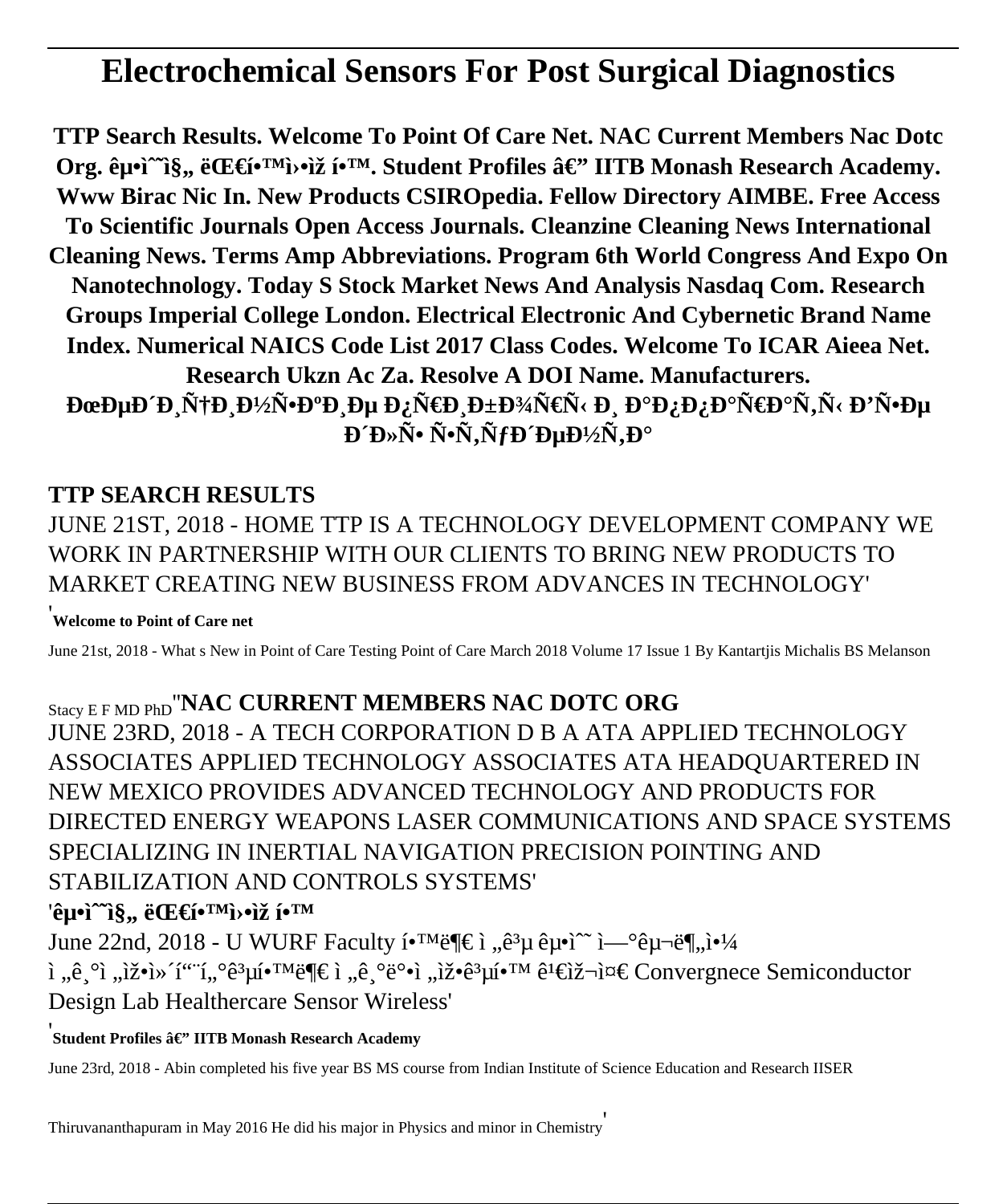# Electrochemical Sensors For Post Surgical Diagnostics

**TTP Search Results. Welcome To Point Of Care Net. NAC Current Members Nac Dotc Org. êµ•ì˜ˆì§„ ëŒ€í•™ì›•ìž í•™. Student Profiles â€" IITB Monash Research Academy. Www Birac Nic In. New Products CSIROpedia. Fellow Directory AIMBE. Free Access To Scientific Journals Open Access Journals. Cleanzine Cleaning News International Cleaning News. Terms Amp Abbreviations. Program 6th World Congress And Expo On Nanotechnology. Today S Stock Market News And Analysis Nasdaq Com. Research Groups Imperial College London. Electrical Electronic And Cybernetic Brand Name Index. Numerical NAICS Code List 2017 Class Codes. Welcome To ICAR Aieea Net. Research Ukzn Ac Za. Resolve A DOI Name. Manufacturers. ÐœÐµÐ´Ð¸Ñ†Ð¸Ð½Ñ•ÐºÐ¸Ðµ Ð¿Ñ€Ð¸Ð±Ð¾Ñ€Ñ‹ Ð¸ Ð°Ð¿Ð¿Ð°Ñ€Ð°Ñ‚Ñ‹ Ð'Ñ•Ðµ Ð´Ð»Ñ• Ñ•Ñ‚ÑƒÐ´ÐµÐ½Ñ‚Ð°**

## TTP SEARCH RESULTS

JUNE 21ST, 2018 - HOME TTP IS A TECHNOLOGY DEVELOPMENT COMPANY WE WORK IN PARTNERSHIP WITH OUR CLIENTS TO BRING NEW PRODUCTS TO MARKET CREATING NEW BUSINESS FROM ADVANCES IN TECHNOLOGY'

'**Welcome to Point of Care net**

June 21st, 2018 - What s New in Point of Care Testing Point of Care March 2018 Volume 17 Issue 1 By Kantartjis Michalis BS Melanson Stacy E F MD PhD''**NAC CURRENT MEMBERS NAC DOTC ORG**

JUNE 23RD, 2018 - A TECH CORPORATION D B A ATA APPLIED TECHNOLOGY ASSOCIATES APPLIED TECHNOLOGY ASSOCIATES ATA HEADQUARTERED IN NEW MEXICO PROVIDES ADVANCED TECHNOLOGY AND PRODUCTS FOR DIRECTED ENERGY WEAPONS LASER COMMUNICATIONS AND SPACE SYSTEMS SPECIALIZING IN INERTIAL NAVIGATION PRECISION POINTING AND STABILIZATION AND CONTROLS SYSTEMS'

'**êµ•ì˜ˆì§„ ëŒ€í•™ì›•ìž í•™**

June 22nd, 2018 - U WURF Faculty í•™ë¶€ ì „ê³µ êµ•ì˜ˆ ì—°êµ¬ë¶„ì•¼ ì „ê¸°ì „ìž•ì»´í“¨í„°ê³µí•™ë¶€ ì „ê¸°ë°•ì „ìž•ê³µí•™ ê¹€ìž¬ì¤€ Convergnece Semiconductor Design Lab Healthercare Sensor Wireless'

'**Student Profiles â€" IITB Monash Research Academy**

June 23rd, 2018 - Abin completed his five year BS MS course from Indian Institute of Science Education and Research IISER Thiruvananthapuram in May 2016 He did his major in Physics and minor in Chemistry'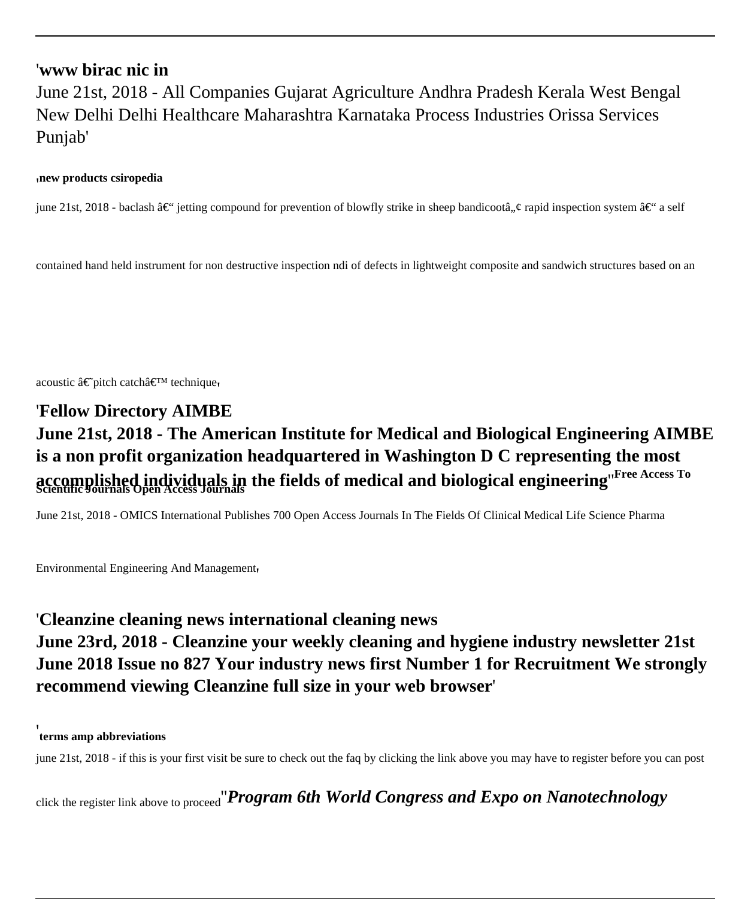'**www birac nic in**

June 21st, 2018 - All Companies Gujarat Agriculture Andhra Pradesh Kerala West Bengal New Delhi Delhi Healthcare Maharashtra Karnataka Process Industries Orissa Services Punjab'

'**new products csiropedia**

june 21st, 2018 - baclash â€“ jetting compound for prevention of blowfly strike in sheep bandicootâ„¢ rapid inspection system â€“ a self contained hand held instrument for non destructive inspection ndi of defects in lightweight composite and sandwich structures based on an acoustic â€˜pitch catchâ€™ technique'

'**Fellow Directory AIMBE**

**June 21st, 2018 - The American Institute for Medical and Biological Engineering AIMBE is a non profit organization headquartered in Washington D C representing the most accomplished individuals in the fields of medical and biological engineering**''**Free Access To Scientific Journals Open Access Journals**

June 21st, 2018 - OMICS International Publishes 700 Open Access Journals In The Fields Of Clinical Medical Life Science Pharma Environmental Engineering And Management'

'**Cleanzine cleaning news international cleaning news**

**June 23rd, 2018 - Cleanzine your weekly cleaning and hygiene industry newsletter 21st June 2018 Issue no 827 Your industry news first Number 1 for Recruitment We strongly recommend viewing Cleanzine full size in your web browser**'

'**terms amp abbreviations**

june 21st, 2018 - if this is your first visit be sure to check out the faq by clicking the link above you may have to register before you can post click the register link above to proceed''***Program 6th World Congress and Expo on Nanotechnology***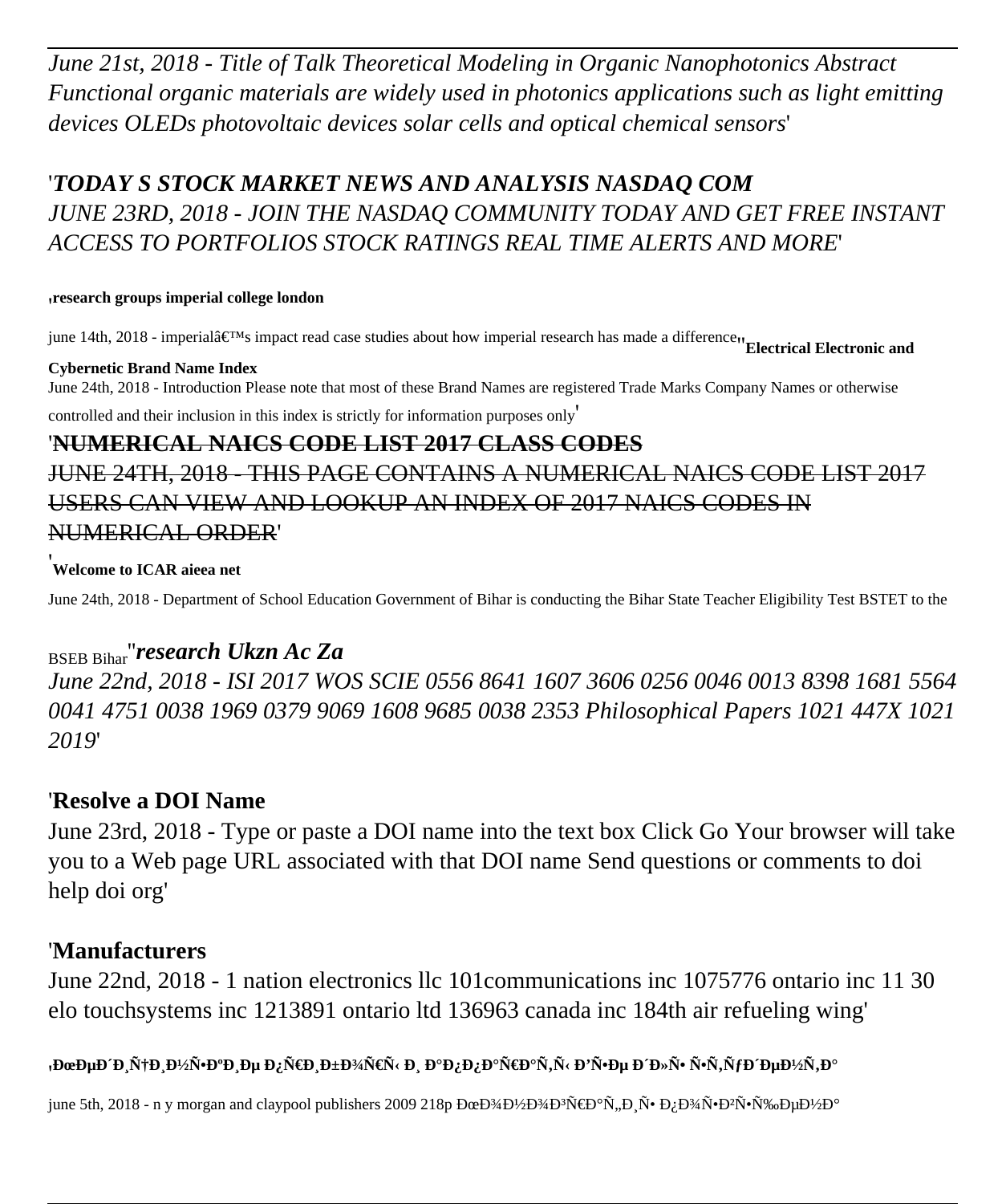*June 21st, 2018 - Title of Talk Theoretical Modeling in Organic Nanophotonics Abstract Functional organic materials are widely used in photonics applications such as light emitting devices OLEDs photovoltaic devices solar cells and optical chemical sensors*'

'***TODAY S STOCK MARKET NEWS AND ANALYSIS NASDAQ COM***
*JUNE 23RD, 2018 - JOIN THE NASDAQ COMMUNITY TODAY AND GET FREE INSTANT ACCESS TO PORTFOLIOS STOCK RATINGS REAL TIME ALERTS AND MORE*'

'**research groups imperial college london**

june 14th, 2018 - imperialâ€™s impact read case studies about how imperial research has made a difference''**Electrical Electronic and Cybernetic Brand Name Index**

June 24th, 2018 - Introduction Please note that most of these Brand Names are registered Trade Marks Company Names or otherwise controlled and their inclusion in this index is strictly for information purposes only'

'~~**NUMERICAL NAICS CODE LIST 2017 CLASS CODES**~~
~~JUNE 24TH, 2018 - THIS PAGE CONTAINS A NUMERICAL NAICS CODE LIST 2017 USERS CAN VIEW AND LOOKUP AN INDEX OF 2017 NAICS CODES IN NUMERICAL ORDER~~'

'**Welcome to ICAR aieea net**

June 24th, 2018 - Department of School Education Government of Bihar is conducting the Bihar State Teacher Eligibility Test BSTET to the BSEB Bihar''***research Ukzn Ac Za***
*June 22nd, 2018 - ISI 2017 WOS SCIE 0556 8641 1607 3606 0256 0046 0013 8398 1681 5564 0041 4751 0038 1969 0379 9069 1608 9685 0038 2353 Philosophical Papers 1021 447X 1021 2019*'

'**Resolve a DOI Name**

June 23rd, 2018 - Type or paste a DOI name into the text box Click Go Your browser will take you to a Web page URL associated with that DOI name Send questions or comments to doi help doi org'

'**Manufacturers**

June 22nd, 2018 - 1 nation electronics llc 101communications inc 1075776 ontario inc 11 30 elo touchsystems inc 1213891 ontario ltd 136963 canada inc 184th air refueling wing'

'**ÐœÐµÐ´Ð¸Ñ†Ð¸Ð½Ñ•ÐºÐ¸Ðµ Ð¿Ñ€Ð¸Ð±Ð¾Ñ€Ñ‹ Ð¸ Ð°Ð¿Ð¿Ð°Ñ€Ð°Ñ‚Ñ‹ Ð'Ñ•Ðµ Ð´Ð»Ñ• Ñ•Ñ‚ÑƒÐ´ÐµÐ½Ñ‚Ð°**

june 5th, 2018 - n y morgan and claypool publishers 2009 218p ÐœÐ¾Ð½Ð¾Ð³Ñ€Ð°Ñ„Ð¸Ñ• Ð¿Ð¾Ñ•Ð²Ñ•Ñ‰ÐµÐ½Ð°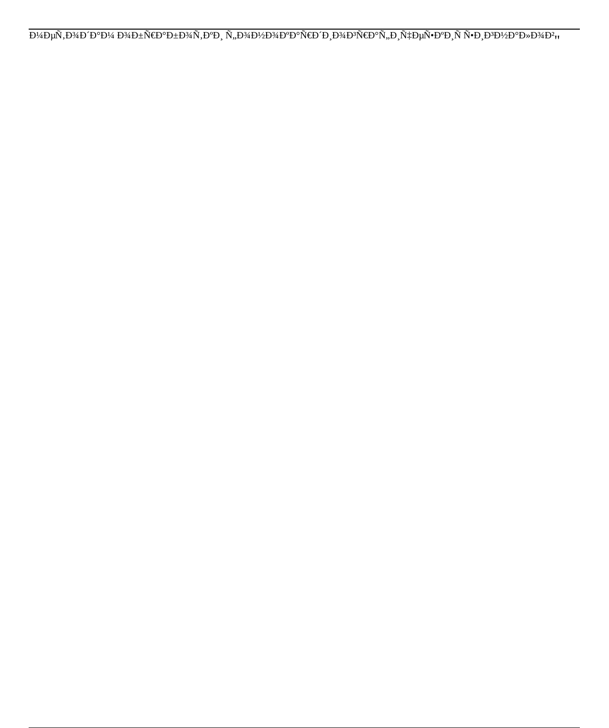Ð¼ÐµÑ‚Ð¾Ð´Ð°Ð¼ Ð¾Ð±Ñ€Ð°Ð±Ð¾Ñ‚ÐºÐ¸ Ñ„Ð¾Ð½Ð¾ÐºÐ°Ñ€Ð´Ð¸Ð¾Ð³Ñ€Ð°Ñ„Ð¸Ñ‡ÐµÑ•ÐºÐ¸Ñ Ñ•Ð¸Ð³Ð½Ð°Ð»Ð¾Ð²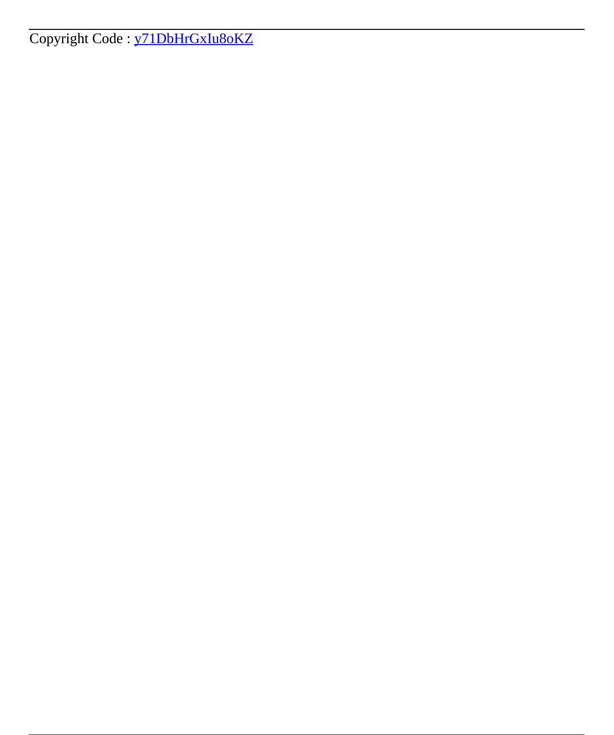Copyright Code : [y71DbHrGxIu8oKZ]